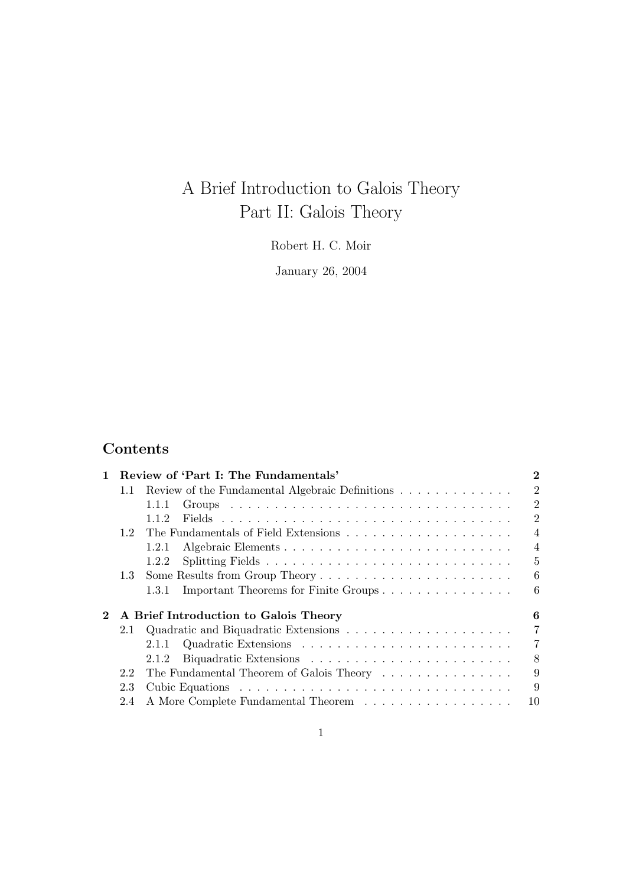# A Brief Introduction to Galois Theory
# Part II: Galois Theory

Robert H. C. Moir

January 26, 2004

## Contents

- **1 Review of 'Part I: The Fundamentals'** — **2**
  - 1.1 Review of the Fundamental Algebraic Definitions — 2
    - 1.1.1 Groups — 2
    - 1.1.2 Fields — 2
  - 1.2 The Fundamentals of Field Extensions — 4
    - 1.2.1 Algebraic Elements — 4
    - 1.2.2 Splitting Fields — 5
  - 1.3 Some Results from Group Theory — 6
    - 1.3.1 Important Theorems for Finite Groups — 6
- **2 A Brief Introduction to Galois Theory** — **6**
  - 2.1 Quadratic and Biquadratic Extensions — 7
    - 2.1.1 Quadratic Extensions — 7
    - 2.1.2 Biquadratic Extensions — 8
  - 2.2 The Fundamental Theorem of Galois Theory — 9
  - 2.3 Cubic Equations — 9
  - 2.4 A More Complete Fundamental Theorem — 10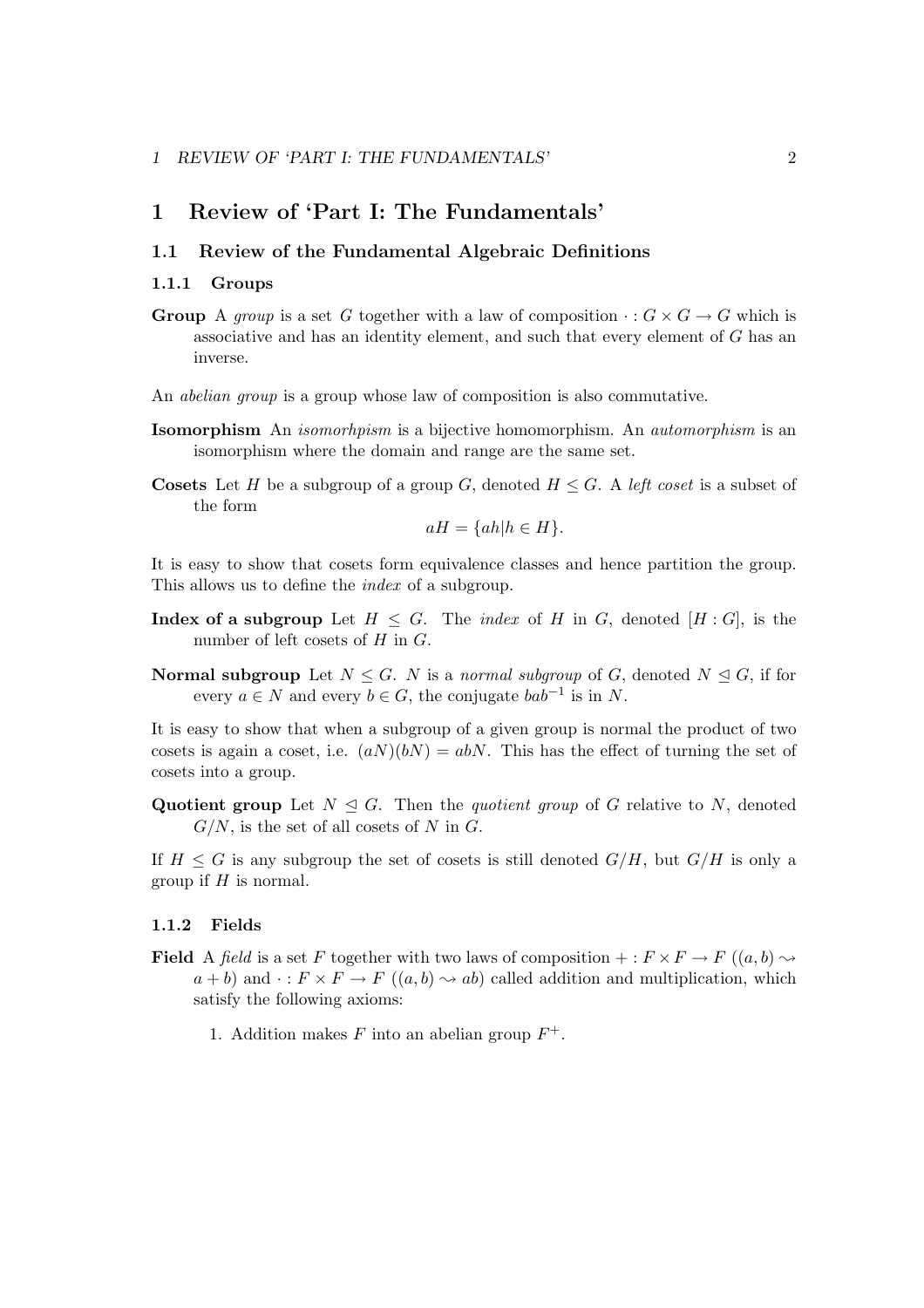# 1 Review of 'Part I: The Fundamentals'

## 1.1 Review of the Fundamental Algebraic Definitions

### 1.1.1 Groups

**Group** A *group* is a set $G$ together with a law of composition $\cdot : G \times G \to G$ which is associative and has an identity element, and such that every element of $G$ has an inverse.

An *abelian group* is a group whose law of composition is also commutative.

**Isomorphism** An *isomorhpism* is a bijective homomorphism. An *automorphism* is an isomorphism where the domain and range are the same set.

**Cosets** Let $H$ be a subgroup of a group $G$, denoted $H \leq G$. A *left coset* is a subset of the form

$$aH = \{ah | h \in H\}.$$

It is easy to show that cosets form equivalence classes and hence partition the group. This allows us to define the *index* of a subgroup.

**Index of a subgroup** Let $H \leq G$. The *index* of $H$ in $G$, denoted $[H : G]$, is the number of left cosets of $H$ in $G$.

**Normal subgroup** Let $N \leq G$. $N$ is a *normal subgroup* of $G$, denoted $N \trianglelefteq G$, if for every $a \in N$ and every $b \in G$, the conjugate $bab^{-1}$ is in $N$.

It is easy to show that when a subgroup of a given group is normal the product of two cosets is again a coset, i.e. $(aN)(bN) = abN$. This has the effect of turning the set of cosets into a group.

**Quotient group** Let $N \trianglelefteq G$. Then the *quotient group* of $G$ relative to $N$, denoted $G/N$, is the set of all cosets of $N$ in $G$.

If $H \leq G$ is any subgroup the set of cosets is still denoted $G/H$, but $G/H$ is only a group if $H$ is normal.

### 1.1.2 Fields

**Field** A *field* is a set $F$ together with two laws of composition $+ : F \times F \to F$ ($(a, b) \rightsquigarrow a + b$) and $\cdot : F \times F \to F$ ($(a, b) \rightsquigarrow ab$) called addition and multiplication, which satisfy the following axioms:

1. Addition makes $F$ into an abelian group $F^+$.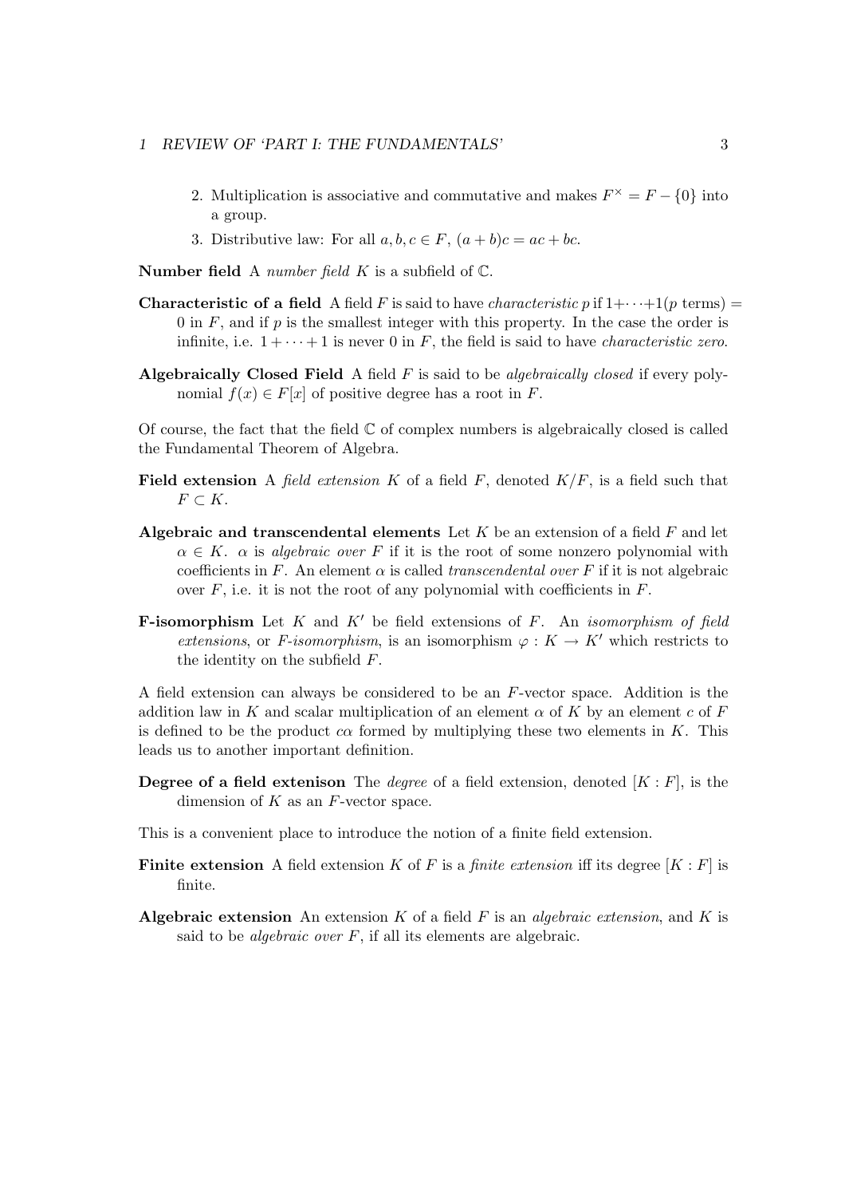2. Multiplication is associative and commutative and makes $F^{\times} = F - \{0\}$ into a group.
3. Distributive law: For all $a, b, c \in F$, $(a + b)c = ac + bc$.

**Number field** A *number field* $K$ is a subfield of $\mathbb{C}$.

**Characteristic of a field** A field $F$ is said to have *characteristic* $p$ if $1+\cdots+1(p \text{ terms}) = 0$ in $F$, and if $p$ is the smallest integer with this property. In the case the order is infinite, i.e. $1 + \cdots + 1$ is never 0 in $F$, the field is said to have *characteristic zero*.

**Algebraically Closed Field** A field $F$ is said to be *algebraically closed* if every polynomial $f(x) \in F[x]$ of positive degree has a root in $F$.

Of course, the fact that the field $\mathbb{C}$ of complex numbers is algebraically closed is called the Fundamental Theorem of Algebra.

**Field extension** A *field extension* $K$ of a field $F$, denoted $K/F$, is a field such that $F \subset K$.

**Algebraic and transcendental elements** Let $K$ be an extension of a field $F$ and let $\alpha \in K$. $\alpha$ is *algebraic over* $F$ if it is the root of some nonzero polynomial with coefficients in $F$. An element $\alpha$ is called *transcendental over* $F$ if it is not algebraic over $F$, i.e. it is not the root of any polynomial with coefficients in $F$.

**F-isomorphism** Let $K$ and $K'$ be field extensions of $F$. An *isomorphism of field extensions*, or *F-isomorphism*, is an isomorphism $\varphi : K \to K'$ which restricts to the identity on the subfield $F$.

A field extension can always be considered to be an $F$-vector space. Addition is the addition law in $K$ and scalar multiplication of an element $\alpha$ of $K$ by an element $c$ of $F$ is defined to be the product $c\alpha$ formed by multiplying these two elements in $K$. This leads us to another important definition.

**Degree of a field extenison** The *degree* of a field extension, denoted $[K : F]$, is the dimension of $K$ as an $F$-vector space.

This is a convenient place to introduce the notion of a finite field extension.

**Finite extension** A field extension $K$ of $F$ is a *finite extension* iff its degree $[K : F]$ is finite.

**Algebraic extension** An extension $K$ of a field $F$ is an *algebraic extension*, and $K$ is said to be *algebraic over* $F$, if all its elements are algebraic.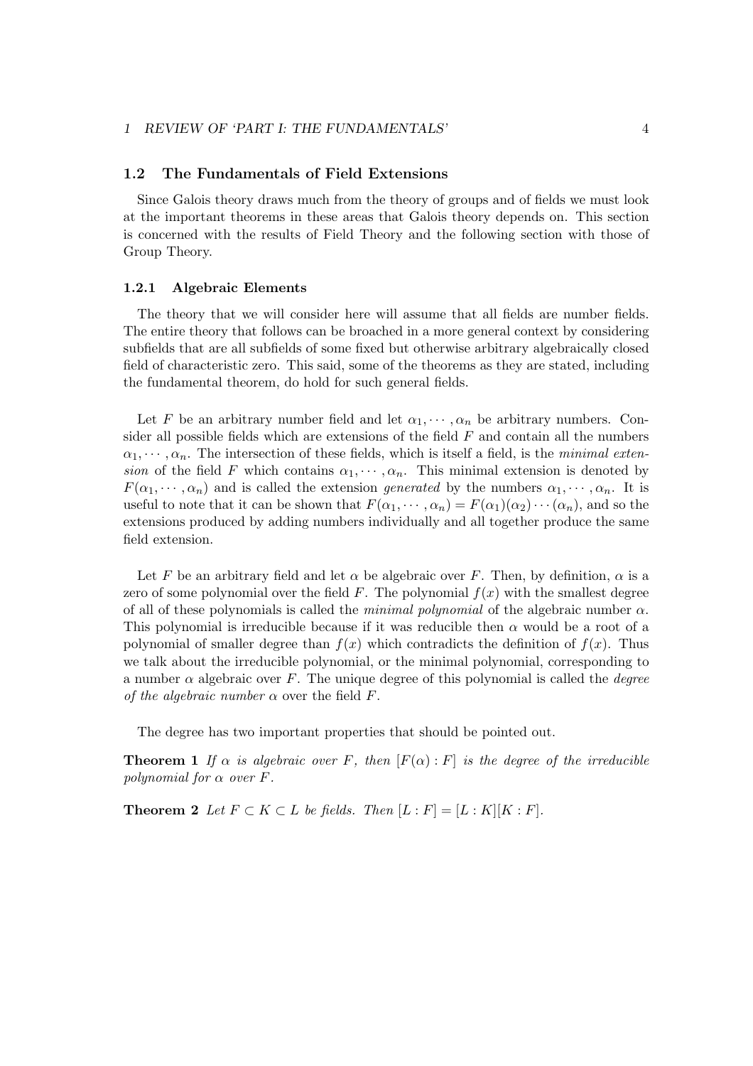## 1.2 The Fundamentals of Field Extensions

Since Galois theory draws much from the theory of groups and of fields we must look at the important theorems in these areas that Galois theory depends on. This section is concerned with the results of Field Theory and the following section with those of Group Theory.

### 1.2.1 Algebraic Elements

The theory that we will consider here will assume that all fields are number fields. The entire theory that follows can be broached in a more general context by considering subfields that are all subfields of some fixed but otherwise arbitrary algebraically closed field of characteristic zero. This said, some of the theorems as they are stated, including the fundamental theorem, do hold for such general fields.

Let $F$ be an arbitrary number field and let $\alpha_1, \cdots, \alpha_n$ be arbitrary numbers. Consider all possible fields which are extensions of the field $F$ and contain all the numbers $\alpha_1, \cdots, \alpha_n$. The intersection of these fields, which is itself a field, is the *minimal extension* of the field $F$ which contains $\alpha_1, \cdots, \alpha_n$. This minimal extension is denoted by $F(\alpha_1, \cdots, \alpha_n)$ and is called the extension *generated* by the numbers $\alpha_1, \cdots, \alpha_n$. It is useful to note that it can be shown that $F(\alpha_1, \cdots, \alpha_n) = F(\alpha_1)(\alpha_2) \cdots (\alpha_n)$, and so the extensions produced by adding numbers individually and all together produce the same field extension.

Let $F$ be an arbitrary field and let $\alpha$ be algebraic over $F$. Then, by definition, $\alpha$ is a zero of some polynomial over the field $F$. The polynomial $f(x)$ with the smallest degree of all of these polynomials is called the *minimal polynomial* of the algebraic number $\alpha$. This polynomial is irreducible because if it was reducible then $\alpha$ would be a root of a polynomial of smaller degree than $f(x)$ which contradicts the definition of $f(x)$. Thus we talk about the irreducible polynomial, or the minimal polynomial, corresponding to a number $\alpha$ algebraic over $F$. The unique degree of this polynomial is called the *degree of the algebraic number* $\alpha$ over the field $F$.

The degree has two important properties that should be pointed out.

**Theorem 1** *If $\alpha$ is algebraic over $F$, then $[F(\alpha) : F]$ is the degree of the irreducible polynomial for $\alpha$ over $F$.*

**Theorem 2** *Let $F \subset K \subset L$ be fields. Then $[L : F] = [L : K][K : F]$.*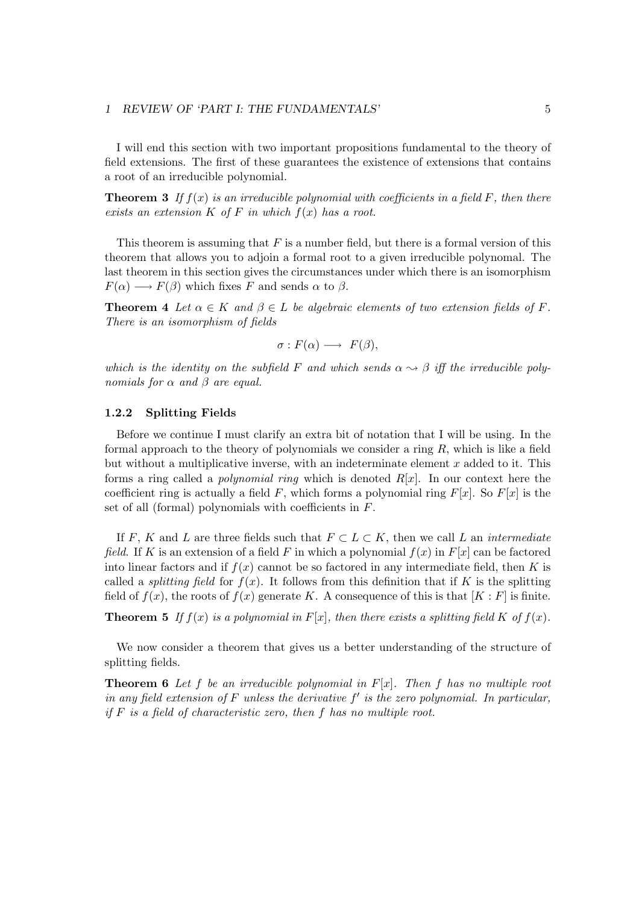I will end this section with two important propositions fundamental to the theory of field extensions. The first of these guarantees the existence of extensions that contains a root of an irreducible polynomial.

**Theorem 3** *If $f(x)$ is an irreducible polynomial with coefficients in a field $F$, then there exists an extension $K$ of $F$ in which $f(x)$ has a root.*

This theorem is assuming that $F$ is a number field, but there is a formal version of this theorem that allows you to adjoin a formal root to a given irreducible polynomal. The last theorem in this section gives the circumstances under which there is an isomorphism $F(\alpha) \longrightarrow F(\beta)$ which fixes $F$ and sends $\alpha$ to $\beta$.

**Theorem 4** *Let $\alpha \in K$ and $\beta \in L$ be algebraic elements of two extension fields of $F$. There is an isomorphism of fields*

$$\sigma : F(\alpha) \longrightarrow F(\beta),$$

*which is the identity on the subfield $F$ and which sends $\alpha \rightsquigarrow \beta$ iff the irreducible polynomials for $\alpha$ and $\beta$ are equal.*

### 1.2.2 Splitting Fields

Before we continue I must clarify an extra bit of notation that I will be using. In the formal approach to the theory of polynomials we consider a ring $R$, which is like a field but without a multiplicative inverse, with an indeterminate element $x$ added to it. This forms a ring called a *polynomial ring* which is denoted $R[x]$. In our context here the coefficient ring is actually a field $F$, which forms a polynomial ring $F[x]$. So $F[x]$ is the set of all (formal) polynomials with coefficients in $F$.

If $F$, $K$ and $L$ are three fields such that $F \subset L \subset K$, then we call $L$ an *intermediate field*. If $K$ is an extension of a field $F$ in which a polynomial $f(x)$ in $F[x]$ can be factored into linear factors and if $f(x)$ cannot be so factored in any intermediate field, then $K$ is called a *splitting field* for $f(x)$. It follows from this definition that if $K$ is the splitting field of $f(x)$, the roots of $f(x)$ generate $K$. A consequence of this is that $[K : F]$ is finite.

**Theorem 5** *If $f(x)$ is a polynomial in $F[x]$, then there exists a splitting field $K$ of $f(x)$.*

We now consider a theorem that gives us a better understanding of the structure of splitting fields.

**Theorem 6** *Let $f$ be an irreducible polynomial in $F[x]$. Then $f$ has no multiple root in any field extension of $F$ unless the derivative $f'$ is the zero polynomial. In particular, if $F$ is a field of characteristic zero, then $f$ has no multiple root.*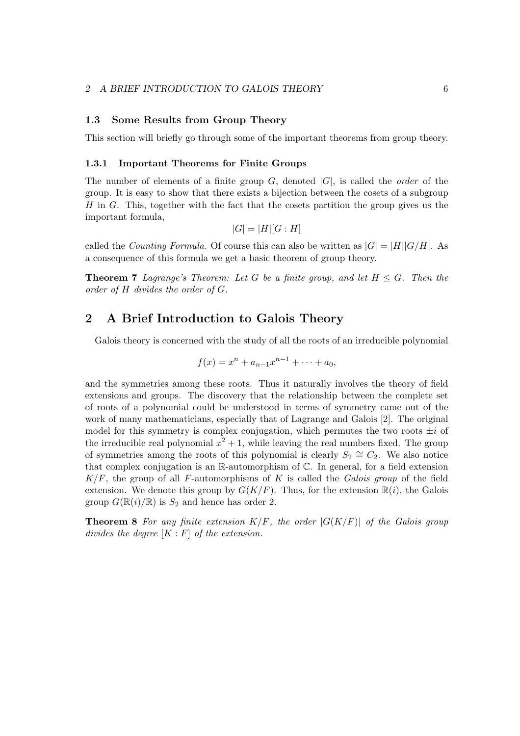### 1.3 Some Results from Group Theory

This section will briefly go through some of the important theorems from group theory.

#### 1.3.1 Important Theorems for Finite Groups

The number of elements of a finite group $G$, denoted $|G|$, is called the *order* of the group. It is easy to show that there exists a bijection between the cosets of a subgroup $H$ in $G$. This, together with the fact that the cosets partition the group gives us the important formula,

$$|G| = |H|[G : H]$$

called the *Counting Formula*. Of course this can also be written as $|G| = |H||G/H|$. As a consequence of this formula we get a basic theorem of group theory.

**Theorem 7** *Lagrange's Theorem: Let $G$ be a finite group, and let $H \leq G$. Then the order of $H$ divides the order of $G$.*

## 2 A Brief Introduction to Galois Theory

Galois theory is concerned with the study of all the roots of an irreducible polynomial

$$f(x) = x^n + a_{n-1}x^{n-1} + \cdots + a_0,$$

and the symmetries among these roots. Thus it naturally involves the theory of field extensions and groups. The discovery that the relationship between the complete set of roots of a polynomial could be understood in terms of symmetry came out of the work of many mathematicians, especially that of Lagrange and Galois [2]. The original model for this symmetry is complex conjugation, which permutes the two roots $\pm i$ of the irreducible real polynomial $x^2 + 1$, while leaving the real numbers fixed. The group of symmetries among the roots of this polynomial is clearly $S_2 \cong C_2$. We also notice that complex conjugation is an $\mathbb{R}$-automorphism of $\mathbb{C}$. In general, for a field extension $K/F$, the group of all $F$-automorphisms of $K$ is called the *Galois group* of the field extension. We denote this group by $G(K/F)$. Thus, for the extension $\mathbb{R}(i)$, the Galois group $G(\mathbb{R}(i)/\mathbb{R})$ is $S_2$ and hence has order 2.

**Theorem 8** *For any finite extension $K/F$, the order $|G(K/F)|$ of the Galois group divides the degree $[K : F]$ of the extension.*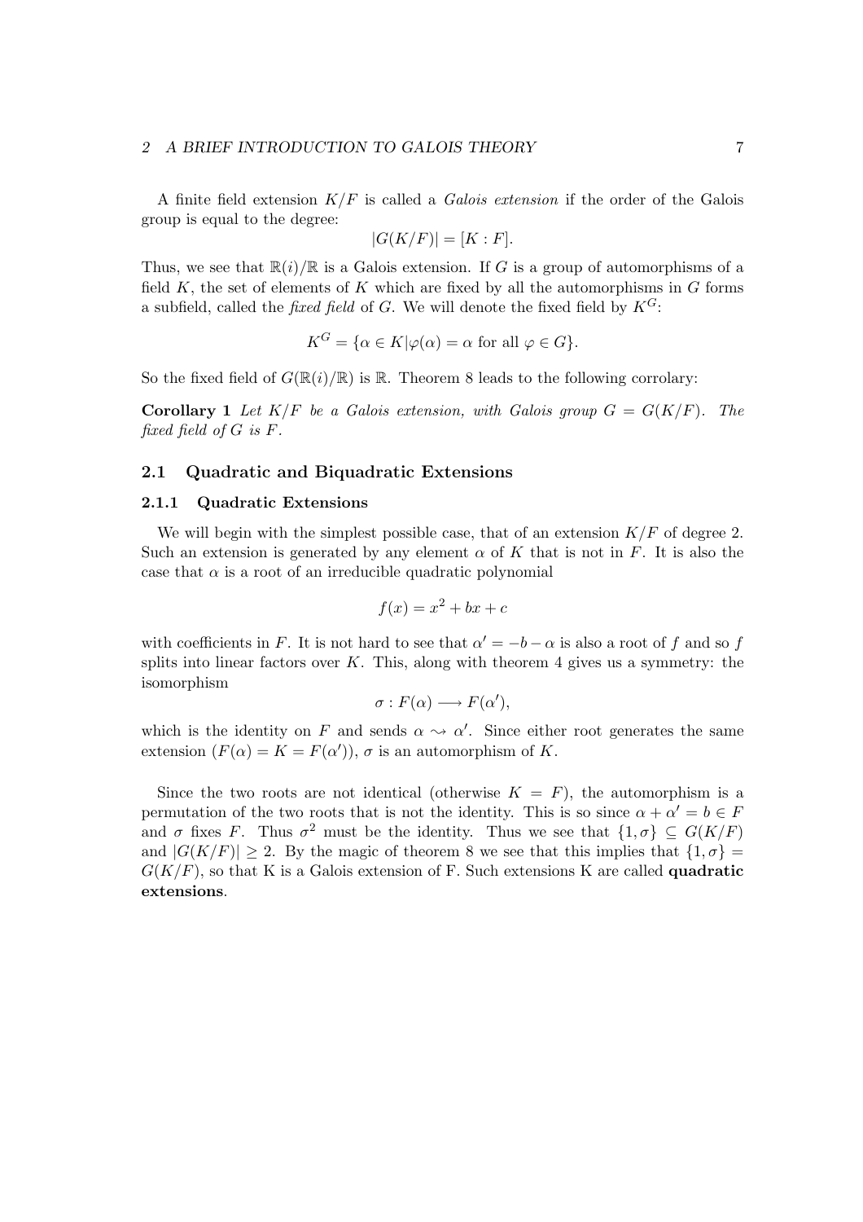A finite field extension $K/F$ is called a *Galois extension* if the order of the Galois group is equal to the degree:

$$|G(K/F)| = [K : F].$$

Thus, we see that $\mathbb{R}(i)/\mathbb{R}$ is a Galois extension. If $G$ is a group of automorphisms of a field $K$, the set of elements of $K$ which are fixed by all the automorphisms in $G$ forms a subfield, called the *fixed field* of $G$. We will denote the fixed field by $K^G$:

$$K^G = \{\alpha \in K | \varphi(\alpha) = \alpha \text{ for all } \varphi \in G\}.$$

So the fixed field of $G(\mathbb{R}(i)/\mathbb{R})$ is $\mathbb{R}$. Theorem 8 leads to the following corrolary:

**Corollary 1** *Let $K/F$ be a Galois extension, with Galois group $G = G(K/F)$. The fixed field of $G$ is $F$.*

## 2.1 Quadratic and Biquadratic Extensions

### 2.1.1 Quadratic Extensions

We will begin with the simplest possible case, that of an extension $K/F$ of degree 2. Such an extension is generated by any element $\alpha$ of $K$ that is not in $F$. It is also the case that $\alpha$ is a root of an irreducible quadratic polynomial

$$f(x) = x^2 + bx + c$$

with coefficients in $F$. It is not hard to see that $\alpha' = -b - \alpha$ is also a root of $f$ and so $f$ splits into linear factors over $K$. This, along with theorem 4 gives us a symmetry: the isomorphism

$$\sigma : F(\alpha) \longrightarrow F(\alpha'),$$

which is the identity on $F$ and sends $\alpha \rightsquigarrow \alpha'$. Since either root generates the same extension ($F(\alpha) = K = F(\alpha')$), $\sigma$ is an automorphism of $K$.

Since the two roots are not identical (otherwise $K = F$), the automorphism is a permutation of the two roots that is not the identity. This is so since $\alpha + \alpha' = b \in F$ and $\sigma$ fixes $F$. Thus $\sigma^2$ must be the identity. Thus we see that $\{1, \sigma\} \subseteq G(K/F)$ and $|G(K/F)| \geq 2$. By the magic of theorem 8 we see that this implies that $\{1, \sigma\} = G(K/F)$, so that K is a Galois extension of F. Such extensions K are called **quadratic extensions**.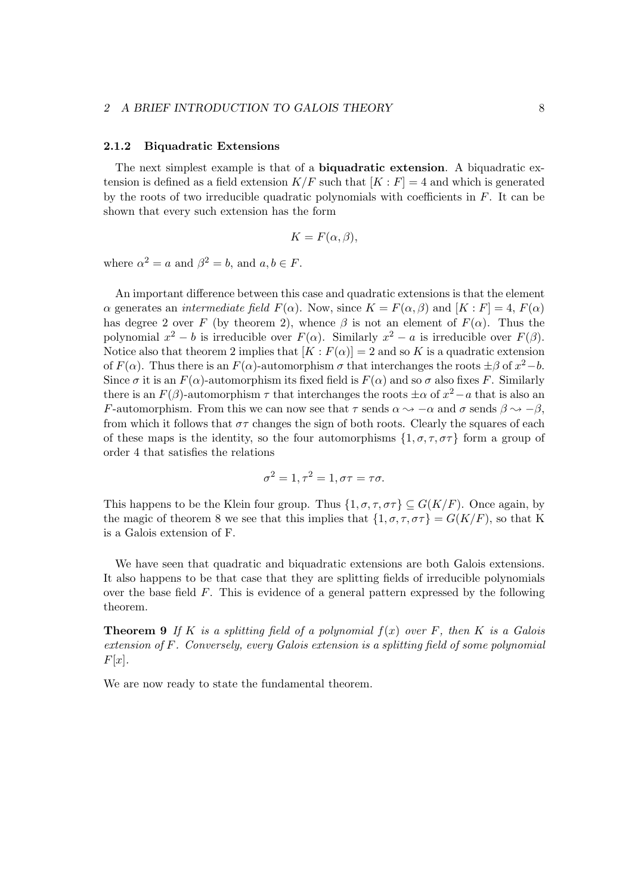### 2.1.2 Biquadratic Extensions

The next simplest example is that of a **biquadratic extension**. A biquadratic extension is defined as a field extension $K/F$ such that $[K : F] = 4$ and which is generated by the roots of two irreducible quadratic polynomials with coefficients in $F$. It can be shown that every such extension has the form

$$K = F(\alpha, \beta),$$

where $\alpha^2 = a$ and $\beta^2 = b$, and $a, b \in F$.

An important difference between this case and quadratic extensions is that the element $\alpha$ generates an *intermediate field* $F(\alpha)$. Now, since $K = F(\alpha, \beta)$ and $[K : F] = 4$, $F(\alpha)$ has degree 2 over $F$ (by theorem 2), whence $\beta$ is not an element of $F(\alpha)$. Thus the polynomial $x^2 - b$ is irreducible over $F(\alpha)$. Similarly $x^2 - a$ is irreducible over $F(\beta)$. Notice also that theorem 2 implies that $[K : F(\alpha)] = 2$ and so $K$ is a quadratic extension of $F(\alpha)$. Thus there is an $F(\alpha)$-automorphism $\sigma$ that interchanges the roots $\pm\beta$ of $x^2 - b$. Since $\sigma$ it is an $F(\alpha)$-automorphism its fixed field is $F(\alpha)$ and so $\sigma$ also fixes $F$. Similarly there is an $F(\beta)$-automorphism $\tau$ that interchanges the roots $\pm\alpha$ of $x^2 - a$ that is also an $F$-automorphism. From this we can now see that $\tau$ sends $\alpha \rightsquigarrow -\alpha$ and $\sigma$ sends $\beta \rightsquigarrow -\beta$, from which it follows that $\sigma\tau$ changes the sign of both roots. Clearly the squares of each of these maps is the identity, so the four automorphisms $\{1, \sigma, \tau, \sigma\tau\}$ form a group of order 4 that satisfies the relations

$$\sigma^2 = 1, \tau^2 = 1, \sigma\tau = \tau\sigma.$$

This happens to be the Klein four group. Thus $\{1, \sigma, \tau, \sigma\tau\} \subseteq G(K/F)$. Once again, by the magic of theorem 8 we see that this implies that $\{1, \sigma, \tau, \sigma\tau\} = G(K/F)$, so that K is a Galois extension of F.

We have seen that quadratic and biquadratic extensions are both Galois extensions. It also happens to be that case that they are splitting fields of irreducible polynomials over the base field $F$. This is evidence of a general pattern expressed by the following theorem.

**Theorem 9** *If $K$ is a splitting field of a polynomial $f(x)$ over $F$, then $K$ is a Galois extension of $F$. Conversely, every Galois extension is a splitting field of some polynomial $F[x]$.*

We are now ready to state the fundamental theorem.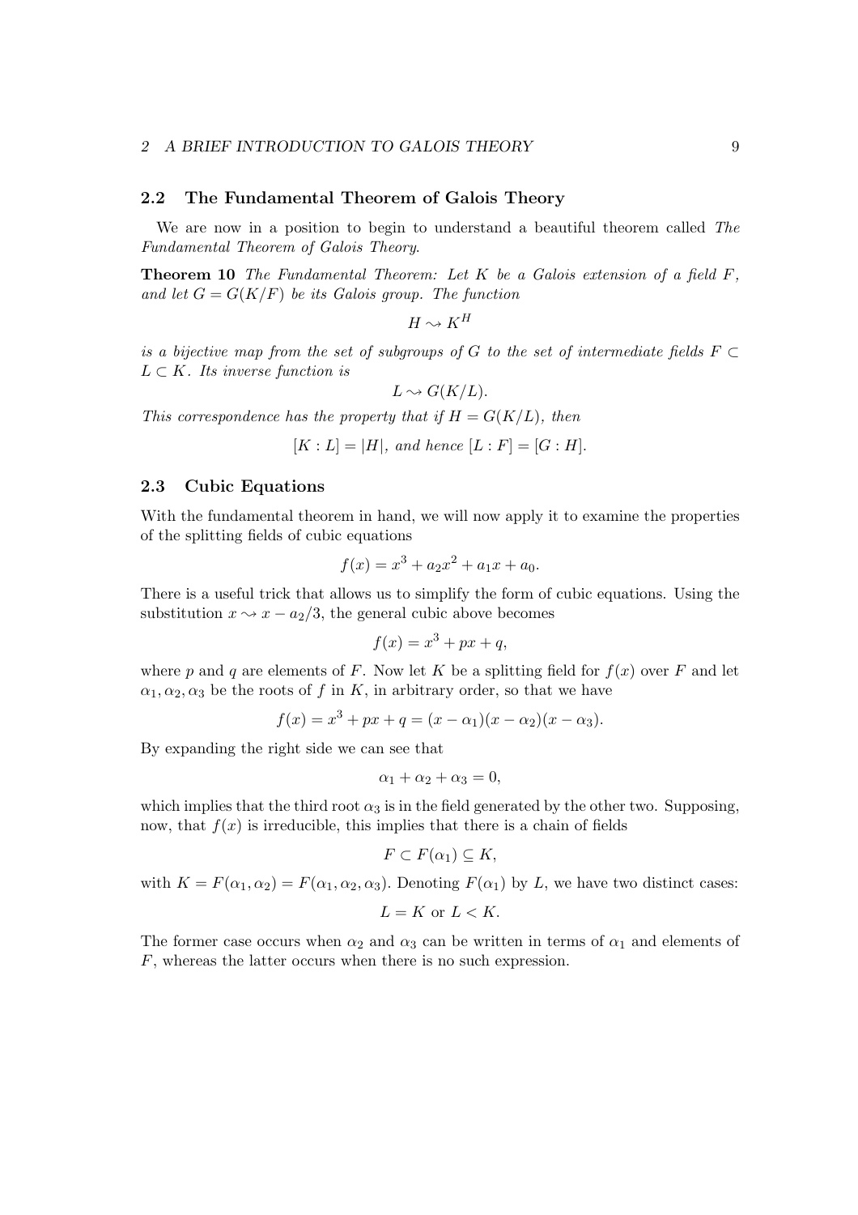## 2.2 The Fundamental Theorem of Galois Theory

We are now in a position to begin to understand a beautiful theorem called *The Fundamental Theorem of Galois Theory*.

**Theorem 10** *The Fundamental Theorem: Let $K$ be a Galois extension of a field $F$, and let $G = G(K/F)$ be its Galois group. The function*

$$H \rightsquigarrow K^H$$

*is a bijective map from the set of subgroups of $G$ to the set of intermediate fields $F \subset L \subset K$. Its inverse function is*

$$L \rightsquigarrow G(K/L).$$

*This correspondence has the property that if $H = G(K/L)$, then*

$$[K : L] = |H|, \text{ and hence } [L : F] = [G : H].$$

## 2.3 Cubic Equations

With the fundamental theorem in hand, we will now apply it to examine the properties of the splitting fields of cubic equations

$$f(x) = x^3 + a_2x^2 + a_1x + a_0.$$

There is a useful trick that allows us to simplify the form of cubic equations. Using the substitution $x \rightsquigarrow x - a_2/3$, the general cubic above becomes

$$f(x) = x^3 + px + q,$$

where $p$ and $q$ are elements of $F$. Now let $K$ be a splitting field for $f(x)$ over $F$ and let $\alpha_1, \alpha_2, \alpha_3$ be the roots of $f$ in $K$, in arbitrary order, so that we have

$$f(x) = x^3 + px + q = (x - \alpha_1)(x - \alpha_2)(x - \alpha_3).$$

By expanding the right side we can see that

$$\alpha_1 + \alpha_2 + \alpha_3 = 0,$$

which implies that the third root $\alpha_3$ is in the field generated by the other two. Supposing, now, that $f(x)$ is irreducible, this implies that there is a chain of fields

$$F \subset F(\alpha_1) \subseteq K,$$

with $K = F(\alpha_1, \alpha_2) = F(\alpha_1, \alpha_2, \alpha_3)$. Denoting $F(\alpha_1)$ by $L$, we have two distinct cases:

$$L = K \text{ or } L < K.$$

The former case occurs when $\alpha_2$ and $\alpha_3$ can be written in terms of $\alpha_1$ and elements of $F$, whereas the latter occurs when there is no such expression.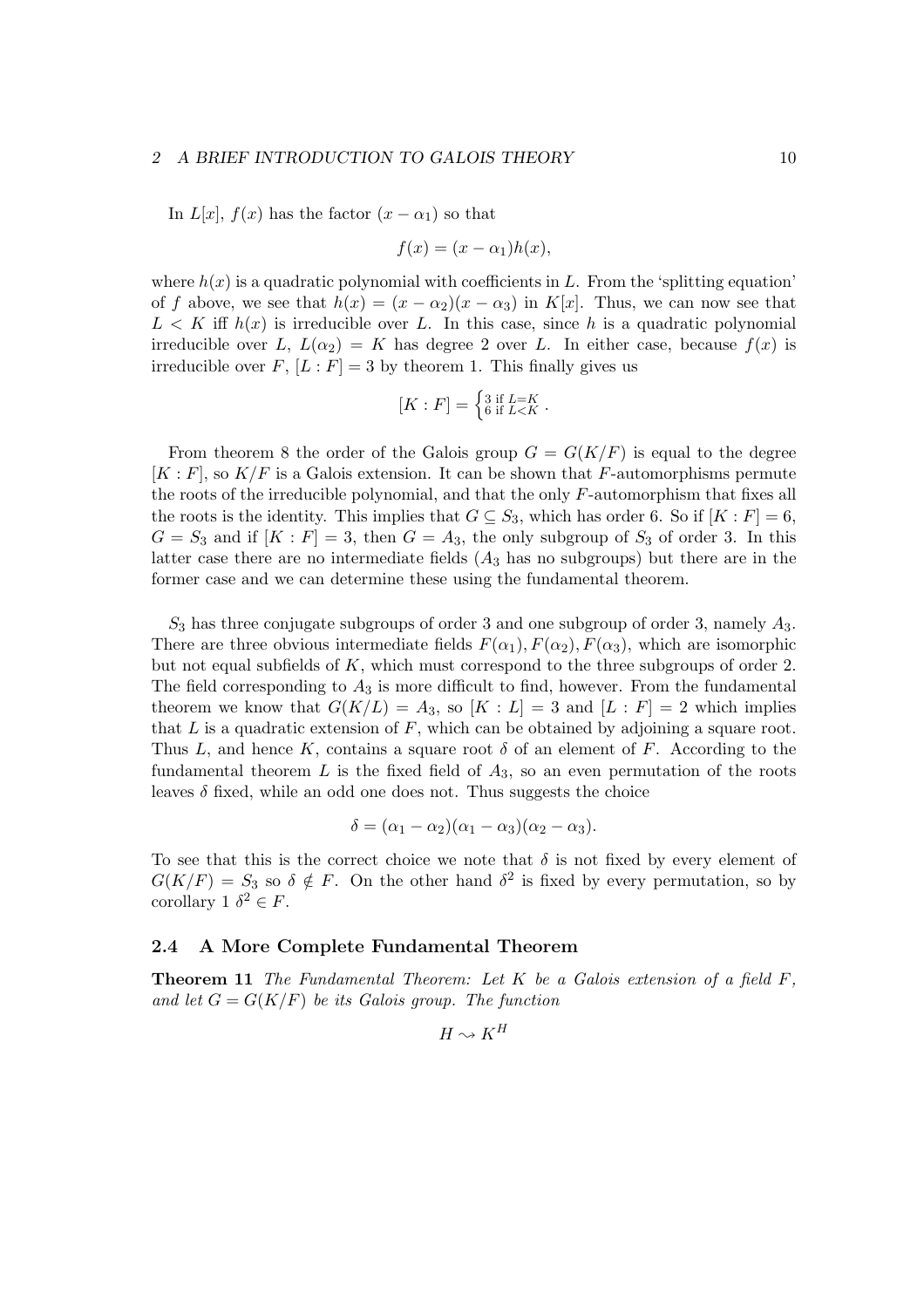In $L[x]$, $f(x)$ has the factor $(x - \alpha_1)$ so that

$$f(x) = (x - \alpha_1)h(x),$$

where $h(x)$ is a quadratic polynomial with coefficients in $L$. From the 'splitting equation' of $f$ above, we see that $h(x) = (x - \alpha_2)(x - \alpha_3)$ in $K[x]$. Thus, we can now see that $L < K$ iff $h(x)$ is irreducible over $L$. In this case, since $h$ is a quadratic polynomial irreducible over $L$, $L(\alpha_2) = K$ has degree 2 over $L$. In either case, because $f(x)$ is irreducible over $F$, $[L : F] = 3$ by theorem 1. This finally gives us

$$[K : F] = \begin{cases} 3 \text{ if } L{=}K \\ 6 \text{ if } L{<}K \end{cases}.$$

From theorem 8 the order of the Galois group $G = G(K/F)$ is equal to the degree $[K : F]$, so $K/F$ is a Galois extension. It can be shown that $F$-automorphisms permute the roots of the irreducible polynomial, and that the only $F$-automorphism that fixes all the roots is the identity. This implies that $G \subseteq S_3$, which has order 6. So if $[K : F] = 6$, $G = S_3$ and if $[K : F] = 3$, then $G = A_3$, the only subgroup of $S_3$ of order 3. In this latter case there are no intermediate fields ($A_3$ has no subgroups) but there are in the former case and we can determine these using the fundamental theorem.

$S_3$ has three conjugate subgroups of order 3 and one subgroup of order 3, namely $A_3$. There are three obvious intermediate fields $F(\alpha_1), F(\alpha_2), F(\alpha_3)$, which are isomorphic but not equal subfields of $K$, which must correspond to the three subgroups of order 2. The field corresponding to $A_3$ is more difficult to find, however. From the fundamental theorem we know that $G(K/L) = A_3$, so $[K : L] = 3$ and $[L : F] = 2$ which implies that $L$ is a quadratic extension of $F$, which can be obtained by adjoining a square root. Thus $L$, and hence $K$, contains a square root $\delta$ of an element of $F$. According to the fundamental theorem $L$ is the fixed field of $A_3$, so an even permutation of the roots leaves $\delta$ fixed, while an odd one does not. Thus suggests the choice

$$\delta = (\alpha_1 - \alpha_2)(\alpha_1 - \alpha_3)(\alpha_2 - \alpha_3).$$

To see that this is the correct choice we note that $\delta$ is not fixed by every element of $G(K/F) = S_3$ so $\delta \notin F$. On the other hand $\delta^2$ is fixed by every permutation, so by corollary 1 $\delta^2 \in F$.

### 2.4 A More Complete Fundamental Theorem

**Theorem 11** *The Fundamental Theorem: Let $K$ be a Galois extension of a field $F$, and let $G = G(K/F)$ be its Galois group. The function*

$$H \rightsquigarrow K^H$$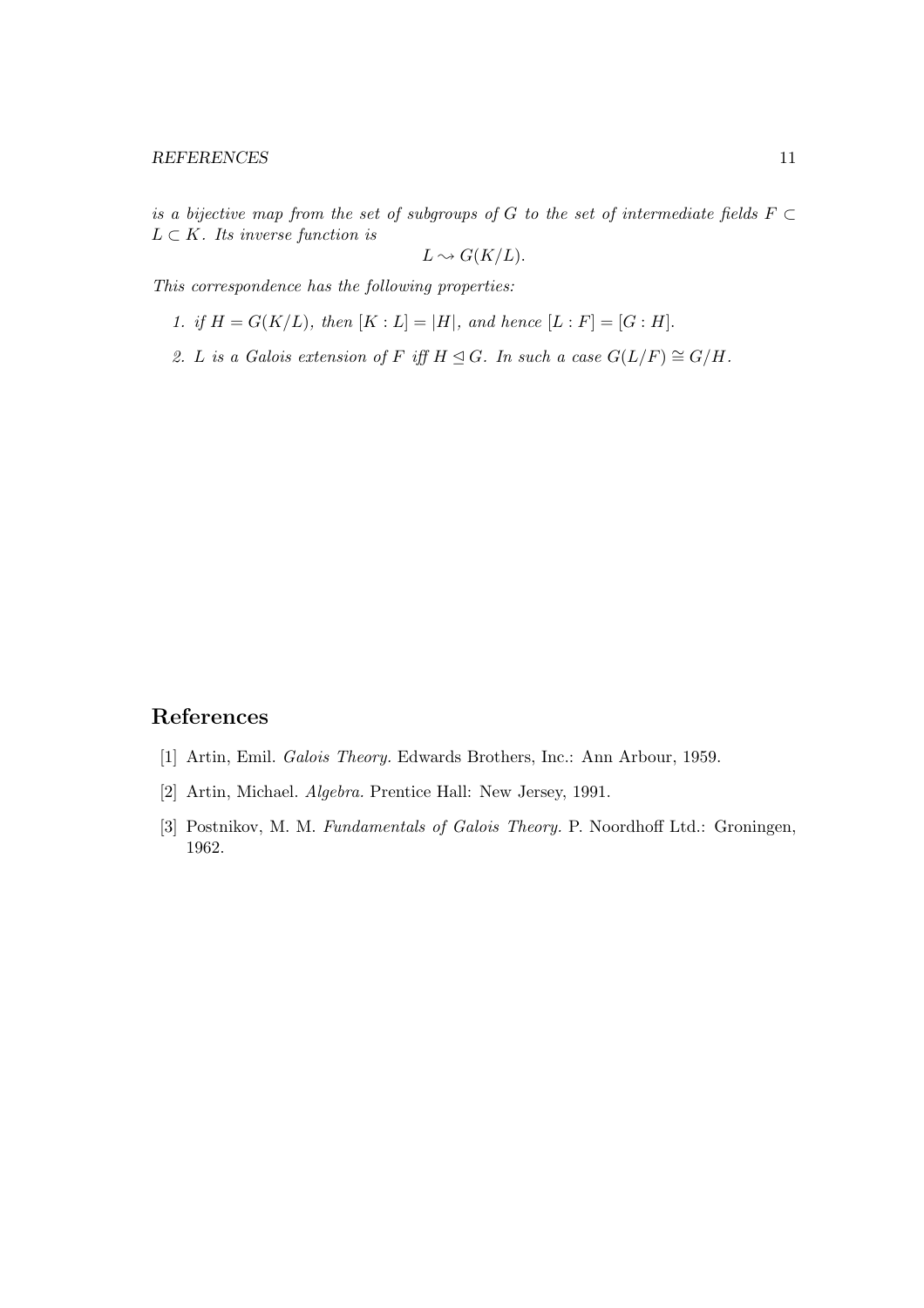*is a bijective map from the set of subgroups of $G$ to the set of intermediate fields $F \subset L \subset K$. Its inverse function is*

$$L \rightsquigarrow G(K/L).$$

*This correspondence has the following properties:*

1. *if $H = G(K/L)$, then $[K : L] = |H|$, and hence $[L : F] = [G : H]$.*

2. *$L$ is a Galois extension of $F$ iff $H \trianglelefteq G$. In such a case $G(L/F) \cong G/H$.*

## References

[1] Artin, Emil. *Galois Theory.* Edwards Brothers, Inc.: Ann Arbour, 1959.

[2] Artin, Michael. *Algebra.* Prentice Hall: New Jersey, 1991.

[3] Postnikov, M. M. *Fundamentals of Galois Theory.* P. Noordhoff Ltd.: Groningen, 1962.